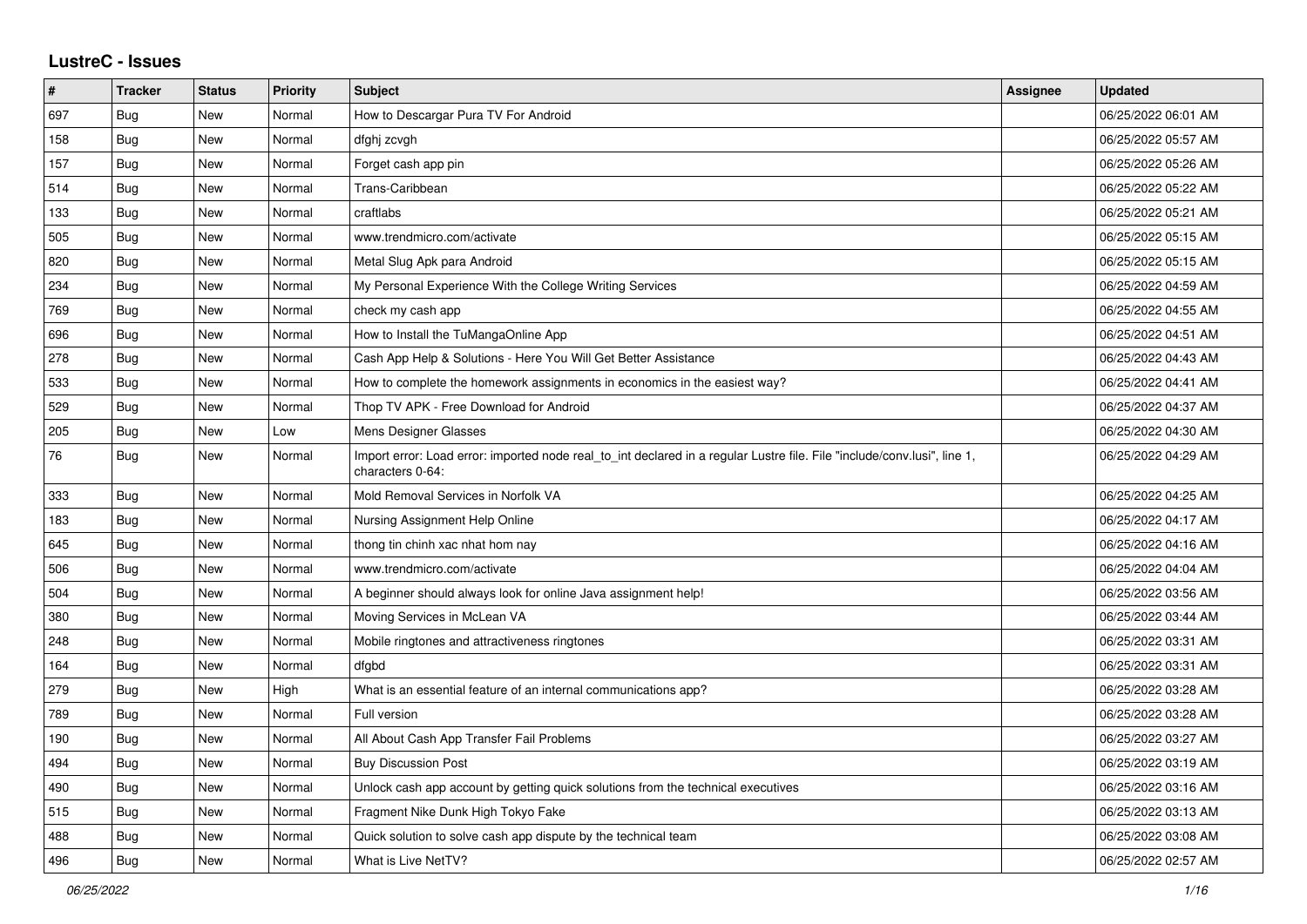# LustreC - Issues

| # | Tracker | Status | Priority | Subject | Assignee | Updated |
|---|---|---|---|---|---|---|
| 697 | Bug | New | Normal | How to Descargar Pura TV For Android | | 06/25/2022 06:01 AM |
| 158 | Bug | New | Normal | dfghj zcvgh | | 06/25/2022 05:57 AM |
| 157 | Bug | New | Normal | Forget cash app pin | | 06/25/2022 05:26 AM |
| 514 | Bug | New | Normal | Trans-Caribbean | | 06/25/2022 05:22 AM |
| 133 | Bug | New | Normal | craftlabs | | 06/25/2022 05:21 AM |
| 505 | Bug | New | Normal | www.trendmicro.com/activate | | 06/25/2022 05:15 AM |
| 820 | Bug | New | Normal | Metal Slug Apk para Android | | 06/25/2022 05:15 AM |
| 234 | Bug | New | Normal | My Personal Experience With the College Writing Services | | 06/25/2022 04:59 AM |
| 769 | Bug | New | Normal | check my cash app | | 06/25/2022 04:55 AM |
| 696 | Bug | New | Normal | How to Install the TuMangaOnline App | | 06/25/2022 04:51 AM |
| 278 | Bug | New | Normal | Cash App Help & Solutions - Here You Will Get Better Assistance | | 06/25/2022 04:43 AM |
| 533 | Bug | New | Normal | How to complete the homework assignments in economics in the easiest way? | | 06/25/2022 04:41 AM |
| 529 | Bug | New | Normal | Thop TV APK - Free Download for Android | | 06/25/2022 04:37 AM |
| 205 | Bug | New | Low | Mens Designer Glasses | | 06/25/2022 04:30 AM |
| 76 | Bug | New | Normal | Import error: Load error: imported node real_to_int declared in a regular Lustre file. File "include/conv.lusi", line 1, characters 0-64: | | 06/25/2022 04:29 AM |
| 333 | Bug | New | Normal | Mold Removal Services in Norfolk VA | | 06/25/2022 04:25 AM |
| 183 | Bug | New | Normal | Nursing Assignment Help Online | | 06/25/2022 04:17 AM |
| 645 | Bug | New | Normal | thong tin chinh xac nhat hom nay | | 06/25/2022 04:16 AM |
| 506 | Bug | New | Normal | www.trendmicro.com/activate | | 06/25/2022 04:04 AM |
| 504 | Bug | New | Normal | A beginner should always look for online Java assignment help! | | 06/25/2022 03:56 AM |
| 380 | Bug | New | Normal | Moving Services in McLean VA | | 06/25/2022 03:44 AM |
| 248 | Bug | New | Normal | Mobile ringtones and attractiveness ringtones | | 06/25/2022 03:31 AM |
| 164 | Bug | New | Normal | dfgbd | | 06/25/2022 03:31 AM |
| 279 | Bug | New | High | What is an essential feature of an internal communications app? | | 06/25/2022 03:28 AM |
| 789 | Bug | New | Normal | Full version | | 06/25/2022 03:28 AM |
| 190 | Bug | New | Normal | All About Cash App Transfer Fail Problems | | 06/25/2022 03:27 AM |
| 494 | Bug | New | Normal | Buy Discussion Post | | 06/25/2022 03:19 AM |
| 490 | Bug | New | Normal | Unlock cash app account by getting quick solutions from the technical executives | | 06/25/2022 03:16 AM |
| 515 | Bug | New | Normal | Fragment Nike Dunk High Tokyo Fake | | 06/25/2022 03:13 AM |
| 488 | Bug | New | Normal | Quick solution to solve cash app dispute by the technical team | | 06/25/2022 03:08 AM |
| 496 | Bug | New | Normal | What is Live NetTV? | | 06/25/2022 02:57 AM |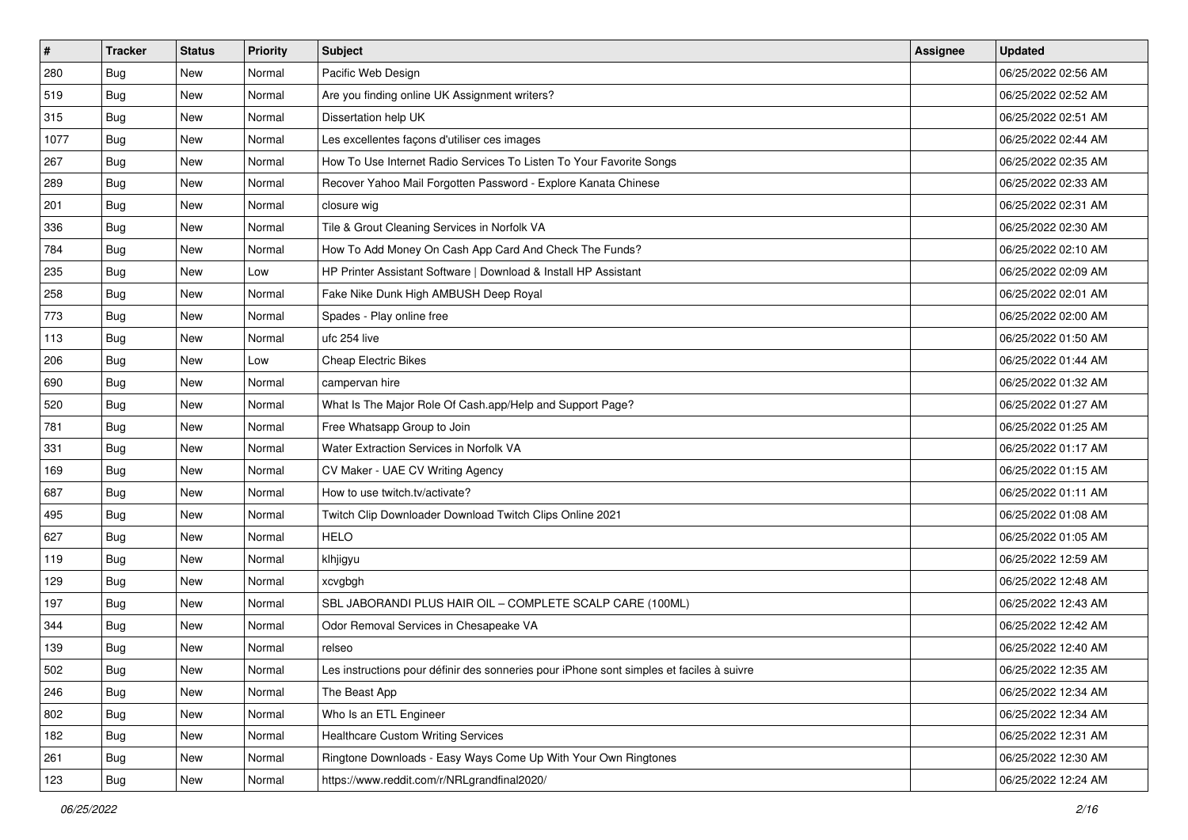| # | Tracker | Status | Priority | Subject | Assignee | Updated |
|---|---|---|---|---|---|---|
| 280 | Bug | New | Normal | Pacific Web Design | | 06/25/2022 02:56 AM |
| 519 | Bug | New | Normal | Are you finding online UK Assignment writers? | | 06/25/2022 02:52 AM |
| 315 | Bug | New | Normal | Dissertation help UK | | 06/25/2022 02:51 AM |
| 1077 | Bug | New | Normal | Les excellentes façons d'utiliser ces images | | 06/25/2022 02:44 AM |
| 267 | Bug | New | Normal | How To Use Internet Radio Services To Listen To Your Favorite Songs | | 06/25/2022 02:35 AM |
| 289 | Bug | New | Normal | Recover Yahoo Mail Forgotten Password - Explore Kanata Chinese | | 06/25/2022 02:33 AM |
| 201 | Bug | New | Normal | closure wig | | 06/25/2022 02:31 AM |
| 336 | Bug | New | Normal | Tile & Grout Cleaning Services in Norfolk VA | | 06/25/2022 02:30 AM |
| 784 | Bug | New | Normal | How To Add Money On Cash App Card And Check The Funds? | | 06/25/2022 02:10 AM |
| 235 | Bug | New | Low | HP Printer Assistant Software \| Download & Install HP Assistant | | 06/25/2022 02:09 AM |
| 258 | Bug | New | Normal | Fake Nike Dunk High AMBUSH Deep Royal | | 06/25/2022 02:01 AM |
| 773 | Bug | New | Normal | Spades - Play online free | | 06/25/2022 02:00 AM |
| 113 | Bug | New | Normal | ufc 254 live | | 06/25/2022 01:50 AM |
| 206 | Bug | New | Low | Cheap Electric Bikes | | 06/25/2022 01:44 AM |
| 690 | Bug | New | Normal | campervan hire | | 06/25/2022 01:32 AM |
| 520 | Bug | New | Normal | What Is The Major Role Of Cash.app/Help and Support Page? | | 06/25/2022 01:27 AM |
| 781 | Bug | New | Normal | Free Whatsapp Group to Join | | 06/25/2022 01:25 AM |
| 331 | Bug | New | Normal | Water Extraction Services in Norfolk VA | | 06/25/2022 01:17 AM |
| 169 | Bug | New | Normal | CV Maker - UAE CV Writing Agency | | 06/25/2022 01:15 AM |
| 687 | Bug | New | Normal | How to use twitch.tv/activate? | | 06/25/2022 01:11 AM |
| 495 | Bug | New | Normal | Twitch Clip Downloader Download Twitch Clips Online 2021 | | 06/25/2022 01:08 AM |
| 627 | Bug | New | Normal | HELO | | 06/25/2022 01:05 AM |
| 119 | Bug | New | Normal | klhjigyu | | 06/25/2022 12:59 AM |
| 129 | Bug | New | Normal | xcvgbgh | | 06/25/2022 12:48 AM |
| 197 | Bug | New | Normal | SBL JABORANDI PLUS HAIR OIL – COMPLETE SCALP CARE (100ML) | | 06/25/2022 12:43 AM |
| 344 | Bug | New | Normal | Odor Removal Services in Chesapeake VA | | 06/25/2022 12:42 AM |
| 139 | Bug | New | Normal | relseo | | 06/25/2022 12:40 AM |
| 502 | Bug | New | Normal | Les instructions pour définir des sonneries pour iPhone sont simples et faciles à suivre | | 06/25/2022 12:35 AM |
| 246 | Bug | New | Normal | The Beast App | | 06/25/2022 12:34 AM |
| 802 | Bug | New | Normal | Who Is an ETL Engineer | | 06/25/2022 12:34 AM |
| 182 | Bug | New | Normal | Healthcare Custom Writing Services | | 06/25/2022 12:31 AM |
| 261 | Bug | New | Normal | Ringtone Downloads - Easy Ways Come Up With Your Own Ringtones | | 06/25/2022 12:30 AM |
| 123 | Bug | New | Normal | https://www.reddit.com/r/NRLgrandfinal2020/ | | 06/25/2022 12:24 AM |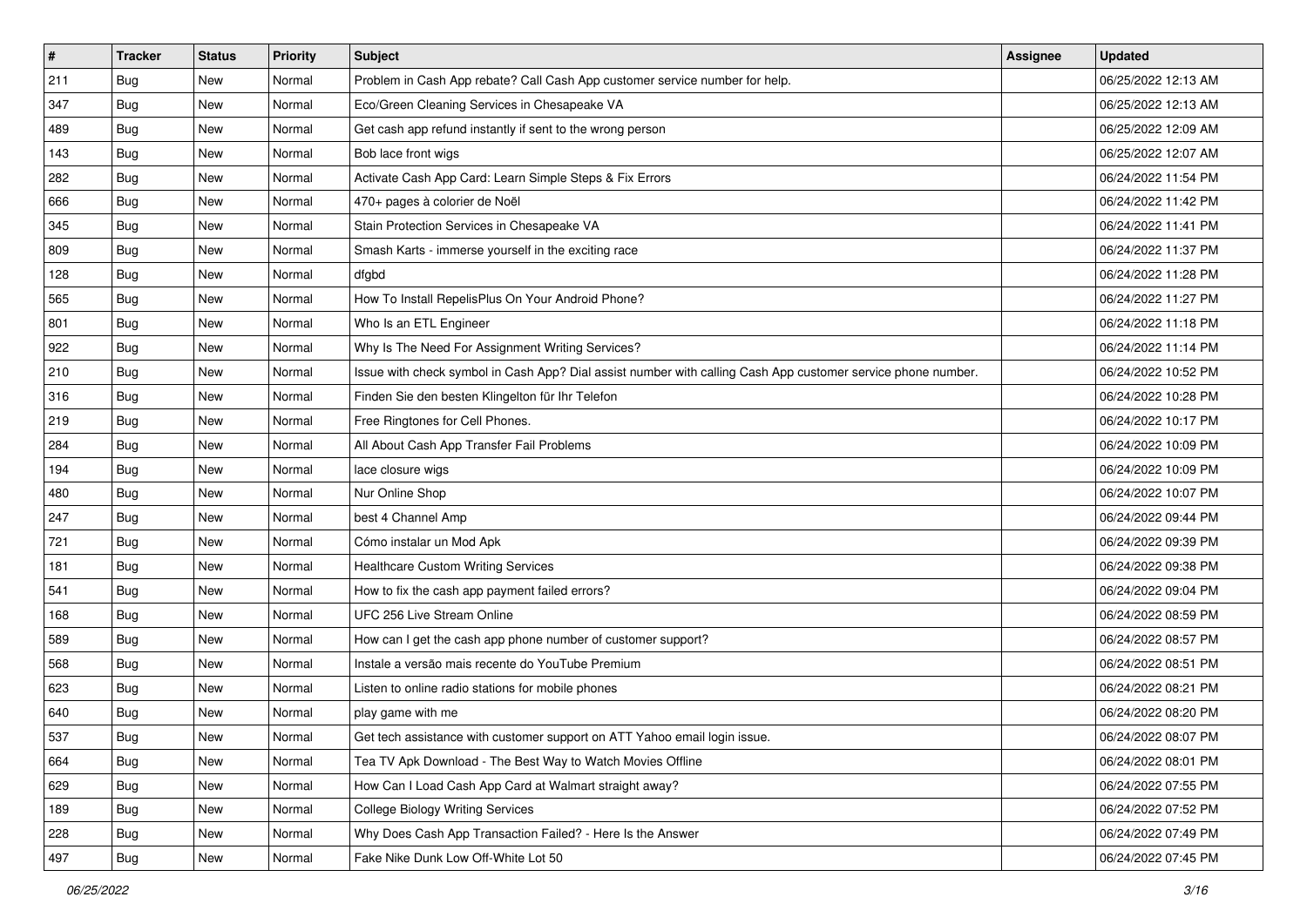| # | Tracker | Status | Priority | Subject | Assignee | Updated |
|---|---|---|---|---|---|---|
| 211 | Bug | New | Normal | Problem in Cash App rebate? Call Cash App customer service number for help. | | 06/25/2022 12:13 AM |
| 347 | Bug | New | Normal | Eco/Green Cleaning Services in Chesapeake VA | | 06/25/2022 12:13 AM |
| 489 | Bug | New | Normal | Get cash app refund instantly if sent to the wrong person | | 06/25/2022 12:09 AM |
| 143 | Bug | New | Normal | Bob lace front wigs | | 06/25/2022 12:07 AM |
| 282 | Bug | New | Normal | Activate Cash App Card: Learn Simple Steps & Fix Errors | | 06/24/2022 11:54 PM |
| 666 | Bug | New | Normal | 470+ pages à colorier de Noël | | 06/24/2022 11:42 PM |
| 345 | Bug | New | Normal | Stain Protection Services in Chesapeake VA | | 06/24/2022 11:41 PM |
| 809 | Bug | New | Normal | Smash Karts - immerse yourself in the exciting race | | 06/24/2022 11:37 PM |
| 128 | Bug | New | Normal | dfgbd | | 06/24/2022 11:28 PM |
| 565 | Bug | New | Normal | How To Install RepelisPlus On Your Android Phone? | | 06/24/2022 11:27 PM |
| 801 | Bug | New | Normal | Who Is an ETL Engineer | | 06/24/2022 11:18 PM |
| 922 | Bug | New | Normal | Why Is The Need For Assignment Writing Services? | | 06/24/2022 11:14 PM |
| 210 | Bug | New | Normal | Issue with check symbol in Cash App? Dial assist number with calling Cash App customer service phone number. | | 06/24/2022 10:52 PM |
| 316 | Bug | New | Normal | Finden Sie den besten Klingelton für Ihr Telefon | | 06/24/2022 10:28 PM |
| 219 | Bug | New | Normal | Free Ringtones for Cell Phones. | | 06/24/2022 10:17 PM |
| 284 | Bug | New | Normal | All About Cash App Transfer Fail Problems | | 06/24/2022 10:09 PM |
| 194 | Bug | New | Normal | lace closure wigs | | 06/24/2022 10:09 PM |
| 480 | Bug | New | Normal | Nur Online Shop | | 06/24/2022 10:07 PM |
| 247 | Bug | New | Normal | best 4 Channel Amp | | 06/24/2022 09:44 PM |
| 721 | Bug | New | Normal | Cómo instalar un Mod Apk | | 06/24/2022 09:39 PM |
| 181 | Bug | New | Normal | Healthcare Custom Writing Services | | 06/24/2022 09:38 PM |
| 541 | Bug | New | Normal | How to fix the cash app payment failed errors? | | 06/24/2022 09:04 PM |
| 168 | Bug | New | Normal | UFC 256 Live Stream Online | | 06/24/2022 08:59 PM |
| 589 | Bug | New | Normal | How can I get the cash app phone number of customer support? | | 06/24/2022 08:57 PM |
| 568 | Bug | New | Normal | Instale a versão mais recente do YouTube Premium | | 06/24/2022 08:51 PM |
| 623 | Bug | New | Normal | Listen to online radio stations for mobile phones | | 06/24/2022 08:21 PM |
| 640 | Bug | New | Normal | play game with me | | 06/24/2022 08:20 PM |
| 537 | Bug | New | Normal | Get tech assistance with customer support on ATT Yahoo email login issue. | | 06/24/2022 08:07 PM |
| 664 | Bug | New | Normal | Tea TV Apk Download - The Best Way to Watch Movies Offline | | 06/24/2022 08:01 PM |
| 629 | Bug | New | Normal | How Can I Load Cash App Card at Walmart straight away? | | 06/24/2022 07:55 PM |
| 189 | Bug | New | Normal | College Biology Writing Services | | 06/24/2022 07:52 PM |
| 228 | Bug | New | Normal | Why Does Cash App Transaction Failed? - Here Is the Answer | | 06/24/2022 07:49 PM |
| 497 | Bug | New | Normal | Fake Nike Dunk Low Off-White Lot 50 | | 06/24/2022 07:45 PM |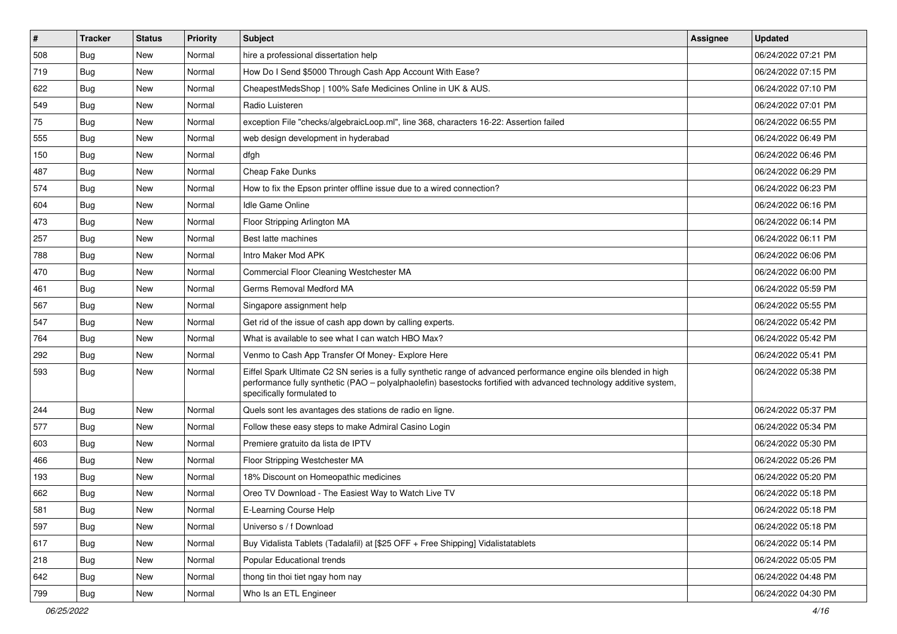| # | Tracker | Status | Priority | Subject | Assignee | Updated |
|---|---|---|---|---|---|---|
| 508 | Bug | New | Normal | hire a professional dissertation help | | 06/24/2022 07:21 PM |
| 719 | Bug | New | Normal | How Do I Send $5000 Through Cash App Account With Ease? | | 06/24/2022 07:15 PM |
| 622 | Bug | New | Normal | CheapestMedsShop \| 100% Safe Medicines Online in UK & AUS. | | 06/24/2022 07:10 PM |
| 549 | Bug | New | Normal | Radio Luisteren | | 06/24/2022 07:01 PM |
| 75 | Bug | New | Normal | exception File "checks/algebraicLoop.ml", line 368, characters 16-22: Assertion failed | | 06/24/2022 06:55 PM |
| 555 | Bug | New | Normal | web design development in hyderabad | | 06/24/2022 06:49 PM |
| 150 | Bug | New | Normal | dfgh | | 06/24/2022 06:46 PM |
| 487 | Bug | New | Normal | Cheap Fake Dunks | | 06/24/2022 06:29 PM |
| 574 | Bug | New | Normal | How to fix the Epson printer offline issue due to a wired connection? | | 06/24/2022 06:23 PM |
| 604 | Bug | New | Normal | Idle Game Online | | 06/24/2022 06:16 PM |
| 473 | Bug | New | Normal | Floor Stripping Arlington MA | | 06/24/2022 06:14 PM |
| 257 | Bug | New | Normal | Best latte machines | | 06/24/2022 06:11 PM |
| 788 | Bug | New | Normal | Intro Maker Mod APK | | 06/24/2022 06:06 PM |
| 470 | Bug | New | Normal | Commercial Floor Cleaning Westchester MA | | 06/24/2022 06:00 PM |
| 461 | Bug | New | Normal | Germs Removal Medford MA | | 06/24/2022 05:59 PM |
| 567 | Bug | New | Normal | Singapore assignment help | | 06/24/2022 05:55 PM |
| 547 | Bug | New | Normal | Get rid of the issue of cash app down by calling experts. | | 06/24/2022 05:42 PM |
| 764 | Bug | New | Normal | What is available to see what I can watch HBO Max? | | 06/24/2022 05:42 PM |
| 292 | Bug | New | Normal | Venmo to Cash App Transfer Of Money- Explore Here | | 06/24/2022 05:41 PM |
| 593 | Bug | New | Normal | Eiffel Spark Ultimate C2 SN series is a fully synthetic range of advanced performance engine oils blended in high performance fully synthetic (PAO – polyalphaolefin) basestocks fortified with advanced technology additive system, specifically formulated to | | 06/24/2022 05:38 PM |
| 244 | Bug | New | Normal | Quels sont les avantages des stations de radio en ligne. | | 06/24/2022 05:37 PM |
| 577 | Bug | New | Normal | Follow these easy steps to make Admiral Casino Login | | 06/24/2022 05:34 PM |
| 603 | Bug | New | Normal | Premiere gratuito da lista de IPTV | | 06/24/2022 05:30 PM |
| 466 | Bug | New | Normal | Floor Stripping Westchester MA | | 06/24/2022 05:26 PM |
| 193 | Bug | New | Normal | 18% Discount on Homeopathic medicines | | 06/24/2022 05:20 PM |
| 662 | Bug | New | Normal | Oreo TV Download - The Easiest Way to Watch Live TV | | 06/24/2022 05:18 PM |
| 581 | Bug | New | Normal | E-Learning Course Help | | 06/24/2022 05:18 PM |
| 597 | Bug | New | Normal | Universo s / f Download | | 06/24/2022 05:18 PM |
| 617 | Bug | New | Normal | Buy Vidalista Tablets (Tadalafil) at [$25 OFF + Free Shipping] Vidalistatablets | | 06/24/2022 05:14 PM |
| 218 | Bug | New | Normal | Popular Educational trends | | 06/24/2022 05:05 PM |
| 642 | Bug | New | Normal | thong tin thoi tiet ngay hom nay | | 06/24/2022 04:48 PM |
| 799 | Bug | New | Normal | Who Is an ETL Engineer | | 06/24/2022 04:30 PM |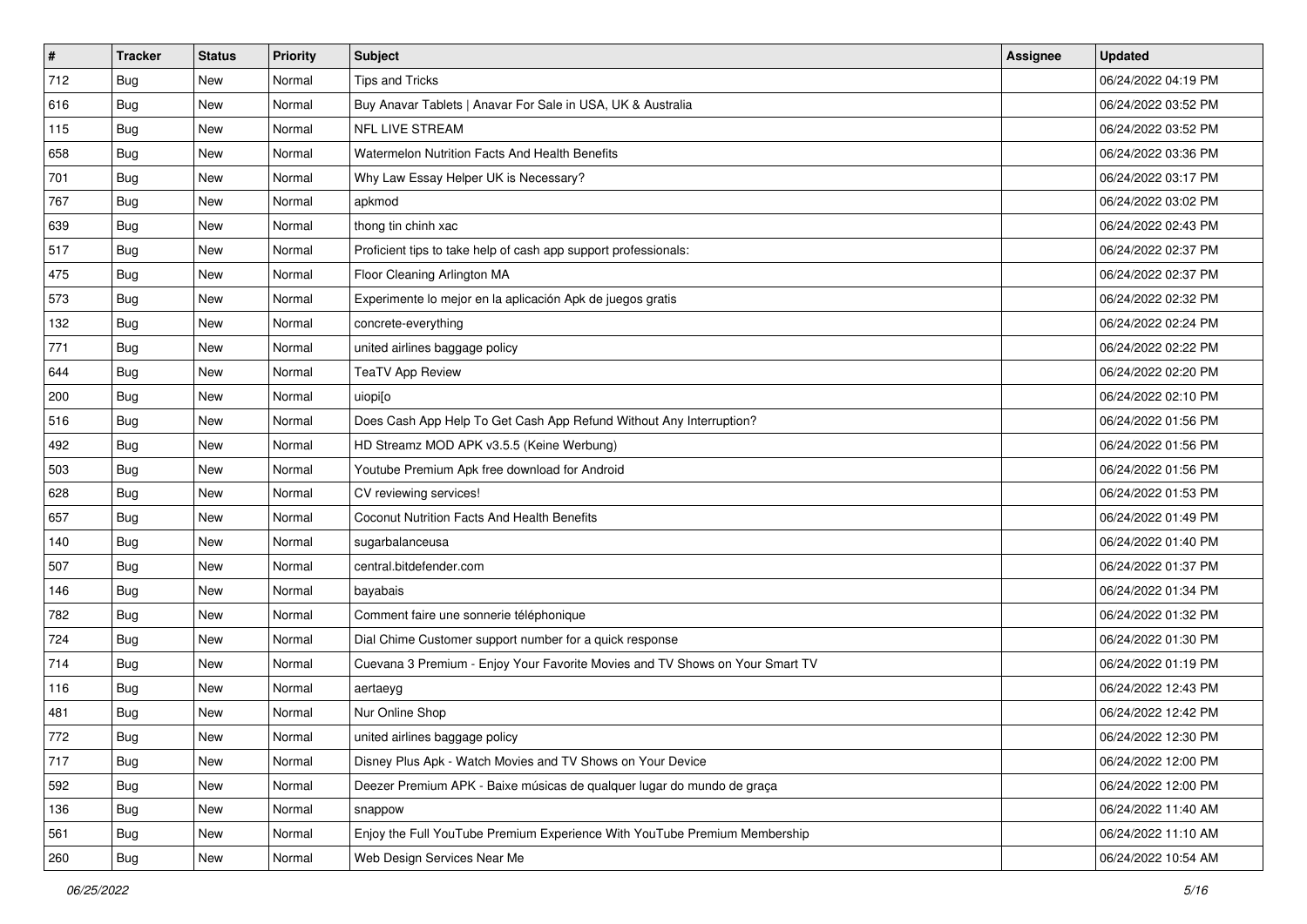| # | Tracker | Status | Priority | Subject | Assignee | Updated |
| --- | --- | --- | --- | --- | --- | --- |
| 712 | Bug | New | Normal | Tips and Tricks | | 06/24/2022 04:19 PM |
| 616 | Bug | New | Normal | Buy Anavar Tablets \| Anavar For Sale in USA, UK & Australia | | 06/24/2022 03:52 PM |
| 115 | Bug | New | Normal | NFL LIVE STREAM | | 06/24/2022 03:52 PM |
| 658 | Bug | New | Normal | Watermelon Nutrition Facts And Health Benefits | | 06/24/2022 03:36 PM |
| 701 | Bug | New | Normal | Why Law Essay Helper UK is Necessary? | | 06/24/2022 03:17 PM |
| 767 | Bug | New | Normal | apkmod | | 06/24/2022 03:02 PM |
| 639 | Bug | New | Normal | thong tin chinh xac | | 06/24/2022 02:43 PM |
| 517 | Bug | New | Normal | Proficient tips to take help of cash app support professionals: | | 06/24/2022 02:37 PM |
| 475 | Bug | New | Normal | Floor Cleaning Arlington MA | | 06/24/2022 02:37 PM |
| 573 | Bug | New | Normal | Experimente lo mejor en la aplicación Apk de juegos gratis | | 06/24/2022 02:32 PM |
| 132 | Bug | New | Normal | concrete-everything | | 06/24/2022 02:24 PM |
| 771 | Bug | New | Normal | united airlines baggage policy | | 06/24/2022 02:22 PM |
| 644 | Bug | New | Normal | TeaTV App Review | | 06/24/2022 02:20 PM |
| 200 | Bug | New | Normal | uiopi[o | | 06/24/2022 02:10 PM |
| 516 | Bug | New | Normal | Does Cash App Help To Get Cash App Refund Without Any Interruption? | | 06/24/2022 01:56 PM |
| 492 | Bug | New | Normal | HD Streamz MOD APK v3.5.5 (Keine Werbung) | | 06/24/2022 01:56 PM |
| 503 | Bug | New | Normal | Youtube Premium Apk free download for Android | | 06/24/2022 01:56 PM |
| 628 | Bug | New | Normal | CV reviewing services! | | 06/24/2022 01:53 PM |
| 657 | Bug | New | Normal | Coconut Nutrition Facts And Health Benefits | | 06/24/2022 01:49 PM |
| 140 | Bug | New | Normal | sugarbalanceusa | | 06/24/2022 01:40 PM |
| 507 | Bug | New | Normal | central.bitdefender.com | | 06/24/2022 01:37 PM |
| 146 | Bug | New | Normal | bayabais | | 06/24/2022 01:34 PM |
| 782 | Bug | New | Normal | Comment faire une sonnerie téléphonique | | 06/24/2022 01:32 PM |
| 724 | Bug | New | Normal | Dial Chime Customer support number for a quick response | | 06/24/2022 01:30 PM |
| 714 | Bug | New | Normal | Cuevana 3 Premium - Enjoy Your Favorite Movies and TV Shows on Your Smart TV | | 06/24/2022 01:19 PM |
| 116 | Bug | New | Normal | aertaeyg | | 06/24/2022 12:43 PM |
| 481 | Bug | New | Normal | Nur Online Shop | | 06/24/2022 12:42 PM |
| 772 | Bug | New | Normal | united airlines baggage policy | | 06/24/2022 12:30 PM |
| 717 | Bug | New | Normal | Disney Plus Apk - Watch Movies and TV Shows on Your Device | | 06/24/2022 12:00 PM |
| 592 | Bug | New | Normal | Deezer Premium APK - Baixe músicas de qualquer lugar do mundo de graça | | 06/24/2022 12:00 PM |
| 136 | Bug | New | Normal | snappow | | 06/24/2022 11:40 AM |
| 561 | Bug | New | Normal | Enjoy the Full YouTube Premium Experience With YouTube Premium Membership | | 06/24/2022 11:10 AM |
| 260 | Bug | New | Normal | Web Design Services Near Me | | 06/24/2022 10:54 AM |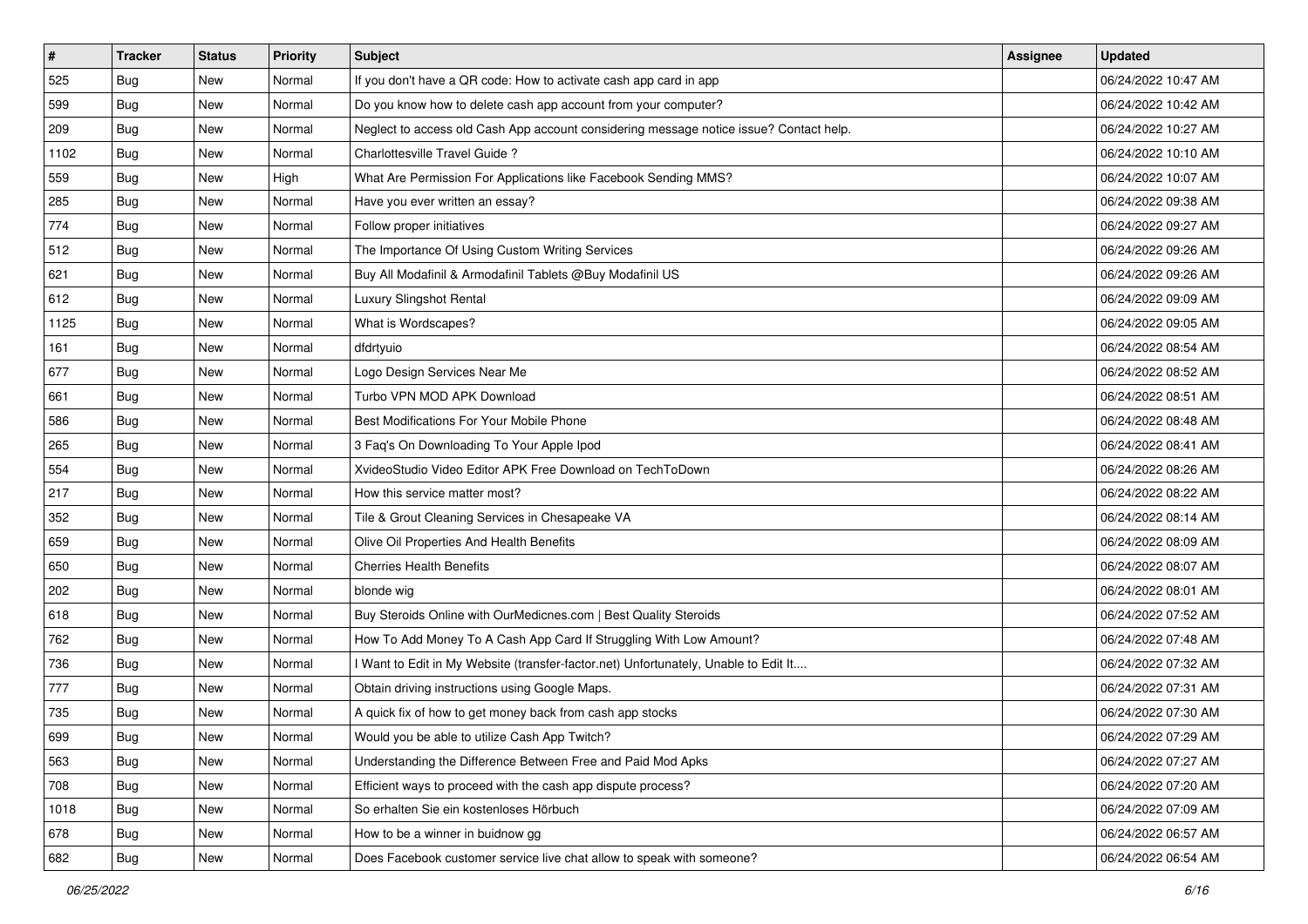| # | Tracker | Status | Priority | Subject | Assignee | Updated |
|---|---|---|---|---|---|---|
| 525 | Bug | New | Normal | If you don't have a QR code: How to activate cash app card in app | | 06/24/2022 10:47 AM |
| 599 | Bug | New | Normal | Do you know how to delete cash app account from your computer? | | 06/24/2022 10:42 AM |
| 209 | Bug | New | Normal | Neglect to access old Cash App account considering message notice issue? Contact help. | | 06/24/2022 10:27 AM |
| 1102 | Bug | New | Normal | Charlottesville Travel Guide ? | | 06/24/2022 10:10 AM |
| 559 | Bug | New | High | What Are Permission For Applications like Facebook Sending MMS? | | 06/24/2022 10:07 AM |
| 285 | Bug | New | Normal | Have you ever written an essay? | | 06/24/2022 09:38 AM |
| 774 | Bug | New | Normal | Follow proper initiatives | | 06/24/2022 09:27 AM |
| 512 | Bug | New | Normal | The Importance Of Using Custom Writing Services | | 06/24/2022 09:26 AM |
| 621 | Bug | New | Normal | Buy All Modafinil & Armodafinil Tablets @Buy Modafinil US | | 06/24/2022 09:26 AM |
| 612 | Bug | New | Normal | Luxury Slingshot Rental | | 06/24/2022 09:09 AM |
| 1125 | Bug | New | Normal | What is Wordscapes? | | 06/24/2022 09:05 AM |
| 161 | Bug | New | Normal | dfdrtyuio | | 06/24/2022 08:54 AM |
| 677 | Bug | New | Normal | Logo Design Services Near Me | | 06/24/2022 08:52 AM |
| 661 | Bug | New | Normal | Turbo VPN MOD APK Download | | 06/24/2022 08:51 AM |
| 586 | Bug | New | Normal | Best Modifications For Your Mobile Phone | | 06/24/2022 08:48 AM |
| 265 | Bug | New | Normal | 3 Faq's On Downloading To Your Apple Ipod | | 06/24/2022 08:41 AM |
| 554 | Bug | New | Normal | XvideoStudio Video Editor APK Free Download on TechToDown | | 06/24/2022 08:26 AM |
| 217 | Bug | New | Normal | How this service matter most? | | 06/24/2022 08:22 AM |
| 352 | Bug | New | Normal | Tile & Grout Cleaning Services in Chesapeake VA | | 06/24/2022 08:14 AM |
| 659 | Bug | New | Normal | Olive Oil Properties And Health Benefits | | 06/24/2022 08:09 AM |
| 650 | Bug | New | Normal | Cherries Health Benefits | | 06/24/2022 08:07 AM |
| 202 | Bug | New | Normal | blonde wig | | 06/24/2022 08:01 AM |
| 618 | Bug | New | Normal | Buy Steroids Online with OurMedicnes.com \| Best Quality Steroids | | 06/24/2022 07:52 AM |
| 762 | Bug | New | Normal | How To Add Money To A Cash App Card If Struggling With Low Amount? | | 06/24/2022 07:48 AM |
| 736 | Bug | New | Normal | I Want to Edit in My Website (transfer-factor.net) Unfortunately, Unable to Edit It.... | | 06/24/2022 07:32 AM |
| 777 | Bug | New | Normal | Obtain driving instructions using Google Maps. | | 06/24/2022 07:31 AM |
| 735 | Bug | New | Normal | A quick fix of how to get money back from cash app stocks | | 06/24/2022 07:30 AM |
| 699 | Bug | New | Normal | Would you be able to utilize Cash App Twitch? | | 06/24/2022 07:29 AM |
| 563 | Bug | New | Normal | Understanding the Difference Between Free and Paid Mod Apks | | 06/24/2022 07:27 AM |
| 708 | Bug | New | Normal | Efficient ways to proceed with the cash app dispute process? | | 06/24/2022 07:20 AM |
| 1018 | Bug | New | Normal | So erhalten Sie ein kostenloses Hörbuch | | 06/24/2022 07:09 AM |
| 678 | Bug | New | Normal | How to be a winner in buidnow gg | | 06/24/2022 06:57 AM |
| 682 | Bug | New | Normal | Does Facebook customer service live chat allow to speak with someone? | | 06/24/2022 06:54 AM |

*06/25/2022*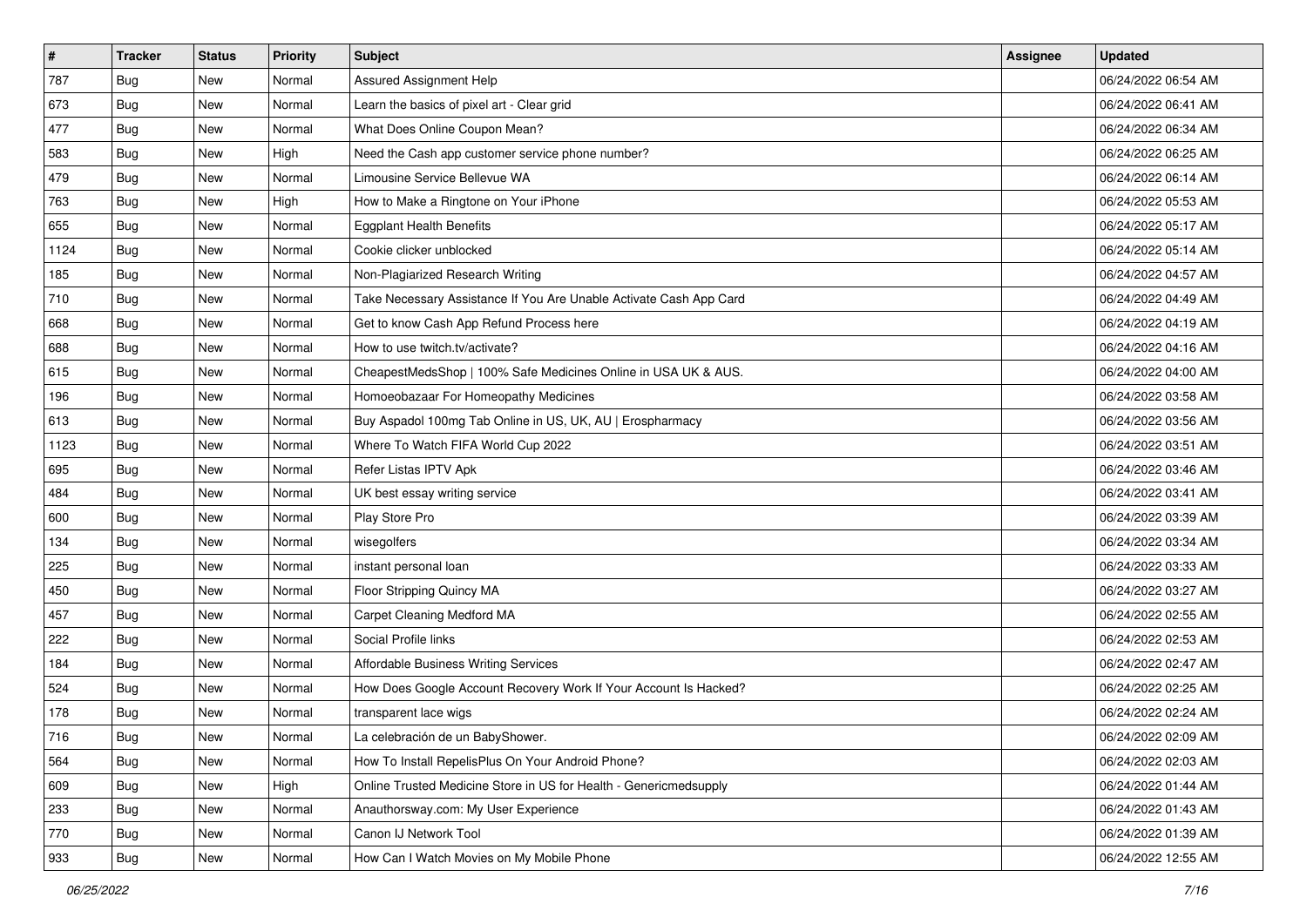| # | Tracker | Status | Priority | Subject | Assignee | Updated |
|---|---|---|---|---|---|---|
| 787 | Bug | New | Normal | Assured Assignment Help | | 06/24/2022 06:54 AM |
| 673 | Bug | New | Normal | Learn the basics of pixel art - Clear grid | | 06/24/2022 06:41 AM |
| 477 | Bug | New | Normal | What Does Online Coupon Mean? | | 06/24/2022 06:34 AM |
| 583 | Bug | New | High | Need the Cash app customer service phone number? | | 06/24/2022 06:25 AM |
| 479 | Bug | New | Normal | Limousine Service Bellevue WA | | 06/24/2022 06:14 AM |
| 763 | Bug | New | High | How to Make a Ringtone on Your iPhone | | 06/24/2022 05:53 AM |
| 655 | Bug | New | Normal | Eggplant Health Benefits | | 06/24/2022 05:17 AM |
| 1124 | Bug | New | Normal | Cookie clicker unblocked | | 06/24/2022 05:14 AM |
| 185 | Bug | New | Normal | Non-Plagiarized Research Writing | | 06/24/2022 04:57 AM |
| 710 | Bug | New | Normal | Take Necessary Assistance If You Are Unable Activate Cash App Card | | 06/24/2022 04:49 AM |
| 668 | Bug | New | Normal | Get to know Cash App Refund Process here | | 06/24/2022 04:19 AM |
| 688 | Bug | New | Normal | How to use twitch.tv/activate? | | 06/24/2022 04:16 AM |
| 615 | Bug | New | Normal | CheapestMedsShop \| 100% Safe Medicines Online in USA UK & AUS. | | 06/24/2022 04:00 AM |
| 196 | Bug | New | Normal | Homoeobazaar For Homeopathy Medicines | | 06/24/2022 03:58 AM |
| 613 | Bug | New | Normal | Buy Aspadol 100mg Tab Online in US, UK, AU \| Erospharmacy | | 06/24/2022 03:56 AM |
| 1123 | Bug | New | Normal | Where To Watch FIFA World Cup 2022 | | 06/24/2022 03:51 AM |
| 695 | Bug | New | Normal | Refer Listas IPTV Apk | | 06/24/2022 03:46 AM |
| 484 | Bug | New | Normal | UK best essay writing service | | 06/24/2022 03:41 AM |
| 600 | Bug | New | Normal | Play Store Pro | | 06/24/2022 03:39 AM |
| 134 | Bug | New | Normal | wisegolfers | | 06/24/2022 03:34 AM |
| 225 | Bug | New | Normal | instant personal loan | | 06/24/2022 03:33 AM |
| 450 | Bug | New | Normal | Floor Stripping Quincy MA | | 06/24/2022 03:27 AM |
| 457 | Bug | New | Normal | Carpet Cleaning Medford MA | | 06/24/2022 02:55 AM |
| 222 | Bug | New | Normal | Social Profile links | | 06/24/2022 02:53 AM |
| 184 | Bug | New | Normal | Affordable Business Writing Services | | 06/24/2022 02:47 AM |
| 524 | Bug | New | Normal | How Does Google Account Recovery Work If Your Account Is Hacked? | | 06/24/2022 02:25 AM |
| 178 | Bug | New | Normal | transparent lace wigs | | 06/24/2022 02:24 AM |
| 716 | Bug | New | Normal | La celebración de un BabyShower. | | 06/24/2022 02:09 AM |
| 564 | Bug | New | Normal | How To Install RepelisPlus On Your Android Phone? | | 06/24/2022 02:03 AM |
| 609 | Bug | New | High | Online Trusted Medicine Store in US for Health - Genericmedsupply | | 06/24/2022 01:44 AM |
| 233 | Bug | New | Normal | Anauthorsway.com: My User Experience | | 06/24/2022 01:43 AM |
| 770 | Bug | New | Normal | Canon IJ Network Tool | | 06/24/2022 01:39 AM |
| 933 | Bug | New | Normal | How Can I Watch Movies on My Mobile Phone | | 06/24/2022 12:55 AM |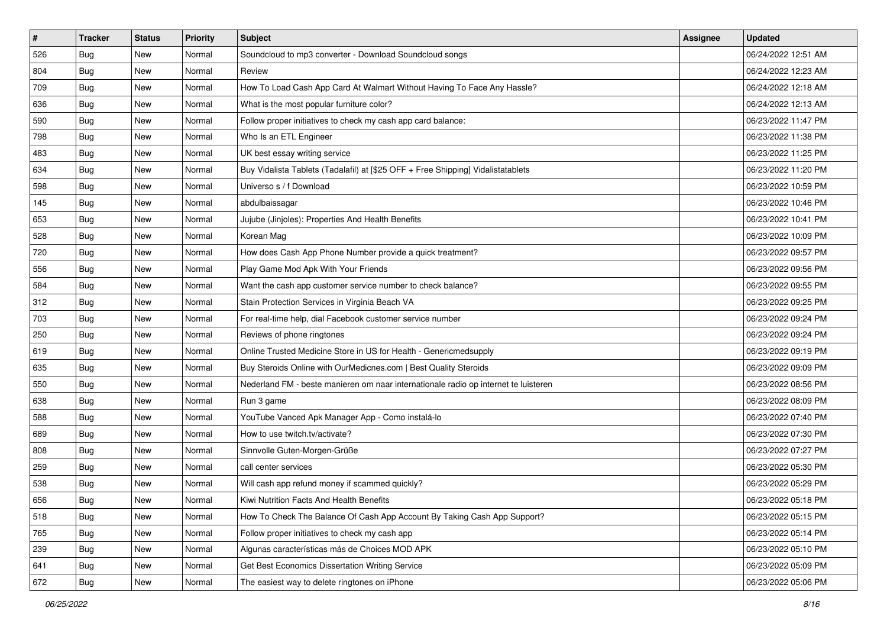| # | Tracker | Status | Priority | Subject | Assignee | Updated |
|---|---|---|---|---|---|---|
| 526 | Bug | New | Normal | Soundcloud to mp3 converter - Download Soundcloud songs | | 06/24/2022 12:51 AM |
| 804 | Bug | New | Normal | Review | | 06/24/2022 12:23 AM |
| 709 | Bug | New | Normal | How To Load Cash App Card At Walmart Without Having To Face Any Hassle? | | 06/24/2022 12:18 AM |
| 636 | Bug | New | Normal | What is the most popular furniture color? | | 06/24/2022 12:13 AM |
| 590 | Bug | New | Normal | Follow proper initiatives to check my cash app card balance: | | 06/23/2022 11:47 PM |
| 798 | Bug | New | Normal | Who Is an ETL Engineer | | 06/23/2022 11:38 PM |
| 483 | Bug | New | Normal | UK best essay writing service | | 06/23/2022 11:25 PM |
| 634 | Bug | New | Normal | Buy Vidalista Tablets (Tadalafil) at [$25 OFF + Free Shipping] Vidalistatablets | | 06/23/2022 11:20 PM |
| 598 | Bug | New | Normal | Universo s / f Download | | 06/23/2022 10:59 PM |
| 145 | Bug | New | Normal | abdulbaissagar | | 06/23/2022 10:46 PM |
| 653 | Bug | New | Normal | Jujube (Jinjoles): Properties And Health Benefits | | 06/23/2022 10:41 PM |
| 528 | Bug | New | Normal | Korean Mag | | 06/23/2022 10:09 PM |
| 720 | Bug | New | Normal | How does Cash App Phone Number provide a quick treatment? | | 06/23/2022 09:57 PM |
| 556 | Bug | New | Normal | Play Game Mod Apk With Your Friends | | 06/23/2022 09:56 PM |
| 584 | Bug | New | Normal | Want the cash app customer service number to check balance? | | 06/23/2022 09:55 PM |
| 312 | Bug | New | Normal | Stain Protection Services in Virginia Beach VA | | 06/23/2022 09:25 PM |
| 703 | Bug | New | Normal | For real-time help, dial Facebook customer service number | | 06/23/2022 09:24 PM |
| 250 | Bug | New | Normal | Reviews of phone ringtones | | 06/23/2022 09:24 PM |
| 619 | Bug | New | Normal | Online Trusted Medicine Store in US for Health - Genericmedsupply | | 06/23/2022 09:19 PM |
| 635 | Bug | New | Normal | Buy Steroids Online with OurMedicnes.com \| Best Quality Steroids | | 06/23/2022 09:09 PM |
| 550 | Bug | New | Normal | Nederland FM - beste manieren om naar internationale radio op internet te luisteren | | 06/23/2022 08:56 PM |
| 638 | Bug | New | Normal | Run 3 game | | 06/23/2022 08:09 PM |
| 588 | Bug | New | Normal | YouTube Vanced Apk Manager App - Como instalá-lo | | 06/23/2022 07:40 PM |
| 689 | Bug | New | Normal | How to use twitch.tv/activate? | | 06/23/2022 07:30 PM |
| 808 | Bug | New | Normal | Sinnvolle Guten-Morgen-Grüße | | 06/23/2022 07:27 PM |
| 259 | Bug | New | Normal | call center services | | 06/23/2022 05:30 PM |
| 538 | Bug | New | Normal | Will cash app refund money if scammed quickly? | | 06/23/2022 05:29 PM |
| 656 | Bug | New | Normal | Kiwi Nutrition Facts And Health Benefits | | 06/23/2022 05:18 PM |
| 518 | Bug | New | Normal | How To Check The Balance Of Cash App Account By Taking Cash App Support? | | 06/23/2022 05:15 PM |
| 765 | Bug | New | Normal | Follow proper initiatives to check my cash app | | 06/23/2022 05:14 PM |
| 239 | Bug | New | Normal | Algunas características más de Choices MOD APK | | 06/23/2022 05:10 PM |
| 641 | Bug | New | Normal | Get Best Economics Dissertation Writing Service | | 06/23/2022 05:09 PM |
| 672 | Bug | New | Normal | The easiest way to delete ringtones on iPhone | | 06/23/2022 05:06 PM |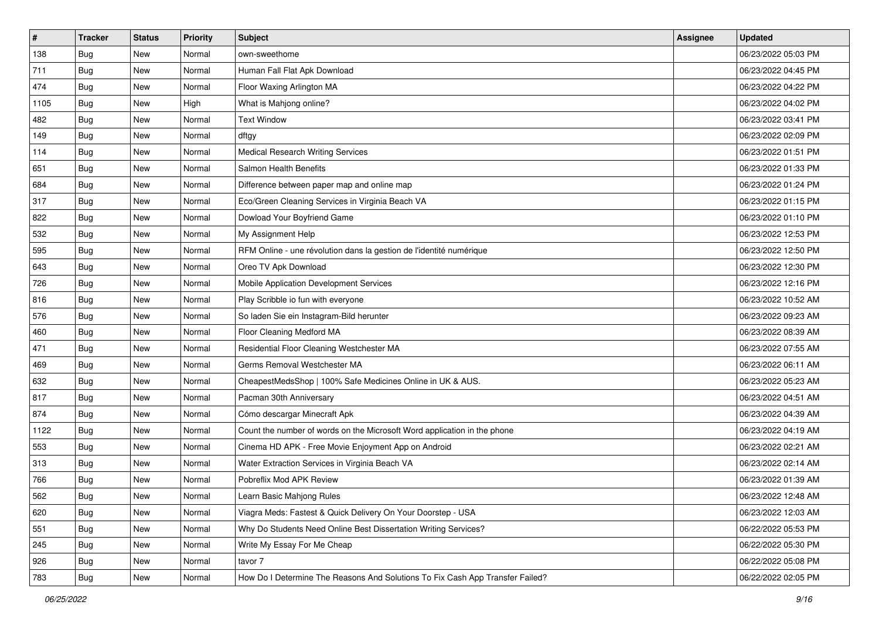| # | Tracker | Status | Priority | Subject | Assignee | Updated |
| --- | --- | --- | --- | --- | --- | --- |
| 138 | Bug | New | Normal | own-sweethome | | 06/23/2022 05:03 PM |
| 711 | Bug | New | Normal | Human Fall Flat Apk Download | | 06/23/2022 04:45 PM |
| 474 | Bug | New | Normal | Floor Waxing Arlington MA | | 06/23/2022 04:22 PM |
| 1105 | Bug | New | High | What is Mahjong online? | | 06/23/2022 04:02 PM |
| 482 | Bug | New | Normal | Text Window | | 06/23/2022 03:41 PM |
| 149 | Bug | New | Normal | dftgy | | 06/23/2022 02:09 PM |
| 114 | Bug | New | Normal | Medical Research Writing Services | | 06/23/2022 01:51 PM |
| 651 | Bug | New | Normal | Salmon Health Benefits | | 06/23/2022 01:33 PM |
| 684 | Bug | New | Normal | Difference between paper map and online map | | 06/23/2022 01:24 PM |
| 317 | Bug | New | Normal | Eco/Green Cleaning Services in Virginia Beach VA | | 06/23/2022 01:15 PM |
| 822 | Bug | New | Normal | Dowload Your Boyfriend Game | | 06/23/2022 01:10 PM |
| 532 | Bug | New | Normal | My Assignment Help | | 06/23/2022 12:53 PM |
| 595 | Bug | New | Normal | RFM Online - une révolution dans la gestion de l'identité numérique | | 06/23/2022 12:50 PM |
| 643 | Bug | New | Normal | Oreo TV Apk Download | | 06/23/2022 12:30 PM |
| 726 | Bug | New | Normal | Mobile Application Development Services | | 06/23/2022 12:16 PM |
| 816 | Bug | New | Normal | Play Scribble io fun with everyone | | 06/23/2022 10:52 AM |
| 576 | Bug | New | Normal | So laden Sie ein Instagram-Bild herunter | | 06/23/2022 09:23 AM |
| 460 | Bug | New | Normal | Floor Cleaning Medford MA | | 06/23/2022 08:39 AM |
| 471 | Bug | New | Normal | Residential Floor Cleaning Westchester MA | | 06/23/2022 07:55 AM |
| 469 | Bug | New | Normal | Germs Removal Westchester MA | | 06/23/2022 06:11 AM |
| 632 | Bug | New | Normal | CheapestMedsShop \| 100% Safe Medicines Online in UK & AUS. | | 06/23/2022 05:23 AM |
| 817 | Bug | New | Normal | Pacman 30th Anniversary | | 06/23/2022 04:51 AM |
| 874 | Bug | New | Normal | Cómo descargar Minecraft Apk | | 06/23/2022 04:39 AM |
| 1122 | Bug | New | Normal | Count the number of words on the Microsoft Word application in the phone | | 06/23/2022 04:19 AM |
| 553 | Bug | New | Normal | Cinema HD APK - Free Movie Enjoyment App on Android | | 06/23/2022 02:21 AM |
| 313 | Bug | New | Normal | Water Extraction Services in Virginia Beach VA | | 06/23/2022 02:14 AM |
| 766 | Bug | New | Normal | Pobreflix Mod APK Review | | 06/23/2022 01:39 AM |
| 562 | Bug | New | Normal | Learn Basic Mahjong Rules | | 06/23/2022 12:48 AM |
| 620 | Bug | New | Normal | Viagra Meds: Fastest & Quick Delivery On Your Doorstep - USA | | 06/23/2022 12:03 AM |
| 551 | Bug | New | Normal | Why Do Students Need Online Best Dissertation Writing Services? | | 06/22/2022 05:53 PM |
| 245 | Bug | New | Normal | Write My Essay For Me Cheap | | 06/22/2022 05:30 PM |
| 926 | Bug | New | Normal | tavor 7 | | 06/22/2022 05:08 PM |
| 783 | Bug | New | Normal | How Do I Determine The Reasons And Solutions To Fix Cash App Transfer Failed? | | 06/22/2022 02:05 PM |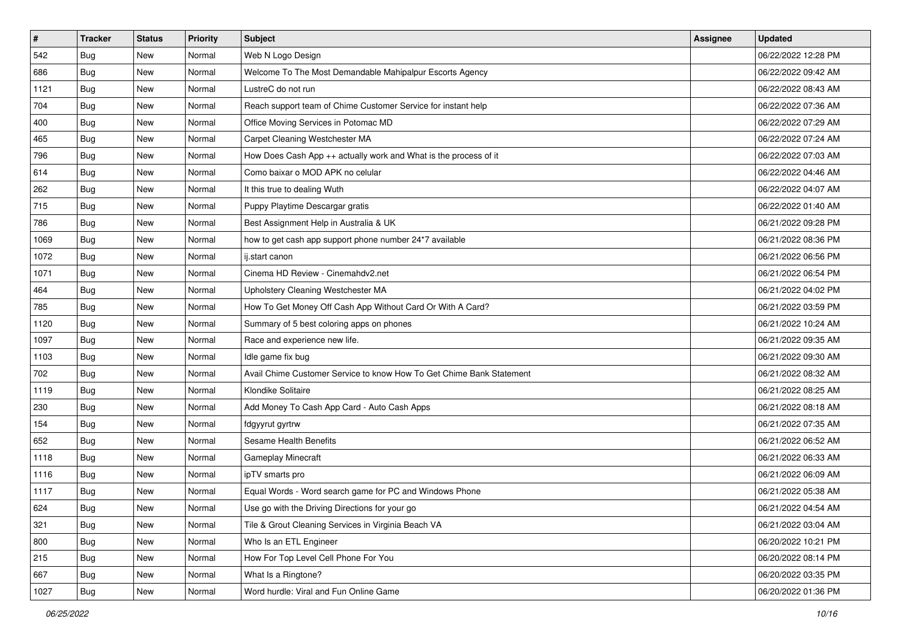| # | Tracker | Status | Priority | Subject | Assignee | Updated |
|---|---|---|---|---|---|---|
| 542 | Bug | New | Normal | Web N Logo Design | | 06/22/2022 12:28 PM |
| 686 | Bug | New | Normal | Welcome To The Most Demandable Mahipalpur Escorts Agency | | 06/22/2022 09:42 AM |
| 1121 | Bug | New | Normal | LustreC do not run | | 06/22/2022 08:43 AM |
| 704 | Bug | New | Normal | Reach support team of Chime Customer Service for instant help | | 06/22/2022 07:36 AM |
| 400 | Bug | New | Normal | Office Moving Services in Potomac MD | | 06/22/2022 07:29 AM |
| 465 | Bug | New | Normal | Carpet Cleaning Westchester MA | | 06/22/2022 07:24 AM |
| 796 | Bug | New | Normal | How Does Cash App ++ actually work and What is the process of it | | 06/22/2022 07:03 AM |
| 614 | Bug | New | Normal | Como baixar o MOD APK no celular | | 06/22/2022 04:46 AM |
| 262 | Bug | New | Normal | It this true to dealing Wuth | | 06/22/2022 04:07 AM |
| 715 | Bug | New | Normal | Puppy Playtime Descargar gratis | | 06/22/2022 01:40 AM |
| 786 | Bug | New | Normal | Best Assignment Help in Australia & UK | | 06/21/2022 09:28 PM |
| 1069 | Bug | New | Normal | how to get cash app support phone number 24*7 available | | 06/21/2022 08:36 PM |
| 1072 | Bug | New | Normal | ij.start canon | | 06/21/2022 06:56 PM |
| 1071 | Bug | New | Normal | Cinema HD Review - Cinemahdv2.net | | 06/21/2022 06:54 PM |
| 464 | Bug | New | Normal | Upholstery Cleaning Westchester MA | | 06/21/2022 04:02 PM |
| 785 | Bug | New | Normal | How To Get Money Off Cash App Without Card Or With A Card? | | 06/21/2022 03:59 PM |
| 1120 | Bug | New | Normal | Summary of 5 best coloring apps on phones | | 06/21/2022 10:24 AM |
| 1097 | Bug | New | Normal | Race and experience new life. | | 06/21/2022 09:35 AM |
| 1103 | Bug | New | Normal | Idle game fix bug | | 06/21/2022 09:30 AM |
| 702 | Bug | New | Normal | Avail Chime Customer Service to know How To Get Chime Bank Statement | | 06/21/2022 08:32 AM |
| 1119 | Bug | New | Normal | Klondike Solitaire | | 06/21/2022 08:25 AM |
| 230 | Bug | New | Normal | Add Money To Cash App Card - Auto Cash Apps | | 06/21/2022 08:18 AM |
| 154 | Bug | New | Normal | fdgyyrut gyrtrw | | 06/21/2022 07:35 AM |
| 652 | Bug | New | Normal | Sesame Health Benefits | | 06/21/2022 06:52 AM |
| 1118 | Bug | New | Normal | Gameplay Minecraft | | 06/21/2022 06:33 AM |
| 1116 | Bug | New | Normal | ipTV smarts pro | | 06/21/2022 06:09 AM |
| 1117 | Bug | New | Normal | Equal Words - Word search game for PC and Windows Phone | | 06/21/2022 05:38 AM |
| 624 | Bug | New | Normal | Use go with the Driving Directions for your go | | 06/21/2022 04:54 AM |
| 321 | Bug | New | Normal | Tile & Grout Cleaning Services in Virginia Beach VA | | 06/21/2022 03:04 AM |
| 800 | Bug | New | Normal | Who Is an ETL Engineer | | 06/20/2022 10:21 PM |
| 215 | Bug | New | Normal | How For Top Level Cell Phone For You | | 06/20/2022 08:14 PM |
| 667 | Bug | New | Normal | What Is a Ringtone? | | 06/20/2022 03:35 PM |
| 1027 | Bug | New | Normal | Word hurdle: Viral and Fun Online Game | | 06/20/2022 01:36 PM |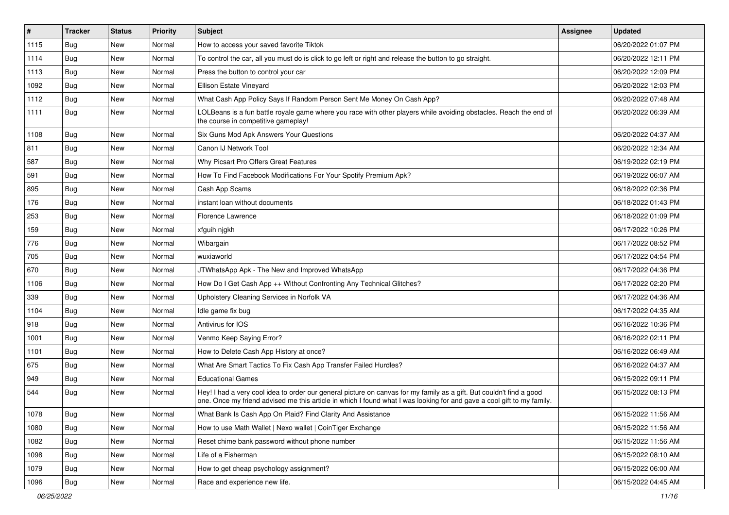| # | Tracker | Status | Priority | Subject | Assignee | Updated |
|---|---|---|---|---|---|---|
| 1115 | Bug | New | Normal | How to access your saved favorite Tiktok | | 06/20/2022 01:07 PM |
| 1114 | Bug | New | Normal | To control the car, all you must do is click to go left or right and release the button to go straight. | | 06/20/2022 12:11 PM |
| 1113 | Bug | New | Normal | Press the button to control your car | | 06/20/2022 12:09 PM |
| 1092 | Bug | New | Normal | Ellison Estate Vineyard | | 06/20/2022 12:03 PM |
| 1112 | Bug | New | Normal | What Cash App Policy Says If Random Person Sent Me Money On Cash App? | | 06/20/2022 07:48 AM |
| 1111 | Bug | New | Normal | LOLBeans is a fun battle royale game where you race with other players while avoiding obstacles. Reach the end of the course in competitive gameplay! | | 06/20/2022 06:39 AM |
| 1108 | Bug | New | Normal | Six Guns Mod Apk Answers Your Questions | | 06/20/2022 04:37 AM |
| 811 | Bug | New | Normal | Canon IJ Network Tool | | 06/20/2022 12:34 AM |
| 587 | Bug | New | Normal | Why Picsart Pro Offers Great Features | | 06/19/2022 02:19 PM |
| 591 | Bug | New | Normal | How To Find Facebook Modifications For Your Spotify Premium Apk? | | 06/19/2022 06:07 AM |
| 895 | Bug | New | Normal | Cash App Scams | | 06/18/2022 02:36 PM |
| 176 | Bug | New | Normal | instant loan without documents | | 06/18/2022 01:43 PM |
| 253 | Bug | New | Normal | Florence Lawrence | | 06/18/2022 01:09 PM |
| 159 | Bug | New | Normal | xfguih njgkh | | 06/17/2022 10:26 PM |
| 776 | Bug | New | Normal | Wibargain | | 06/17/2022 08:52 PM |
| 705 | Bug | New | Normal | wuxiaworld | | 06/17/2022 04:54 PM |
| 670 | Bug | New | Normal | JTWhatsApp Apk - The New and Improved WhatsApp | | 06/17/2022 04:36 PM |
| 1106 | Bug | New | Normal | How Do I Get Cash App ++ Without Confronting Any Technical Glitches? | | 06/17/2022 02:20 PM |
| 339 | Bug | New | Normal | Upholstery Cleaning Services in Norfolk VA | | 06/17/2022 04:36 AM |
| 1104 | Bug | New | Normal | Idle game fix bug | | 06/17/2022 04:35 AM |
| 918 | Bug | New | Normal | Antivirus for IOS | | 06/16/2022 10:36 PM |
| 1001 | Bug | New | Normal | Venmo Keep Saying Error? | | 06/16/2022 02:11 PM |
| 1101 | Bug | New | Normal | How to Delete Cash App History at once? | | 06/16/2022 06:49 AM |
| 675 | Bug | New | Normal | What Are Smart Tactics To Fix Cash App Transfer Failed Hurdles? | | 06/16/2022 04:37 AM |
| 949 | Bug | New | Normal | Educational Games | | 06/15/2022 09:11 PM |
| 544 | Bug | New | Normal | Hey! I had a very cool idea to order our general picture on canvas for my family as a gift. But couldn't find a good one. Once my friend advised me this article in which I found what I was looking for and gave a cool gift to my family. | | 06/15/2022 08:13 PM |
| 1078 | Bug | New | Normal | What Bank Is Cash App On Plaid? Find Clarity And Assistance | | 06/15/2022 11:56 AM |
| 1080 | Bug | New | Normal | How to use Math Wallet \| Nexo wallet \| CoinTiger Exchange | | 06/15/2022 11:56 AM |
| 1082 | Bug | New | Normal | Reset chime bank password without phone number | | 06/15/2022 11:56 AM |
| 1098 | Bug | New | Normal | Life of a Fisherman | | 06/15/2022 08:10 AM |
| 1079 | Bug | New | Normal | How to get cheap psychology assignment? | | 06/15/2022 06:00 AM |
| 1096 | Bug | New | Normal | Race and experience new life. | | 06/15/2022 04:45 AM |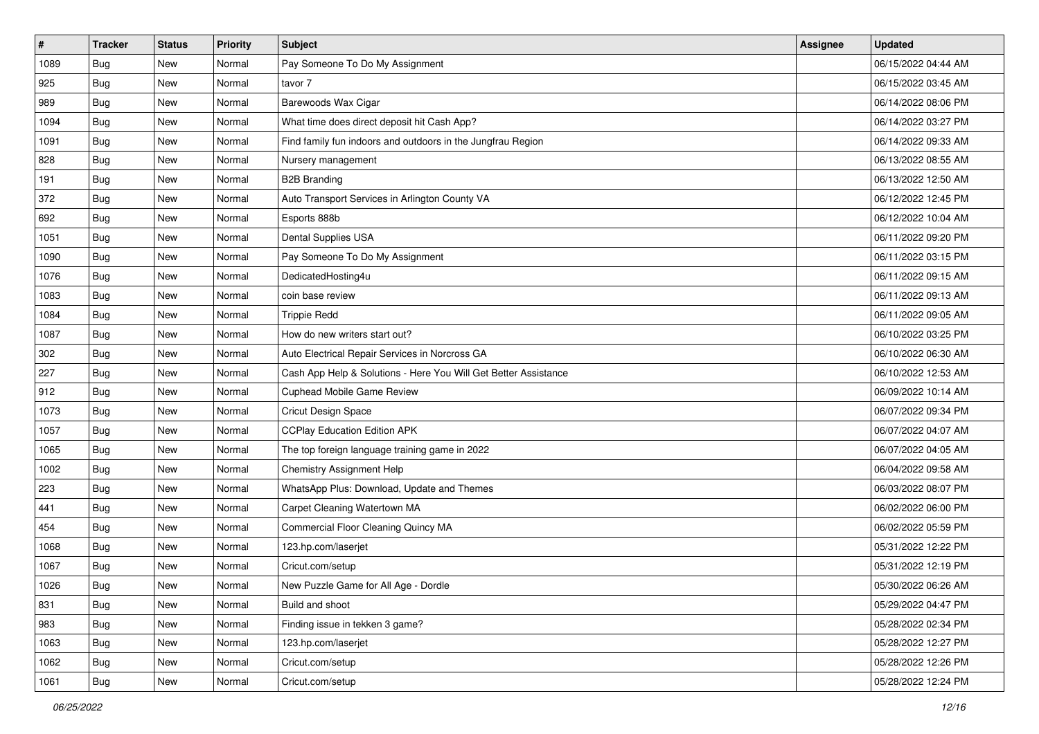| # | Tracker | Status | Priority | Subject | Assignee | Updated |
|---|---|---|---|---|---|---|
| 1089 | Bug | New | Normal | Pay Someone To Do My Assignment | | 06/15/2022 04:44 AM |
| 925 | Bug | New | Normal | tavor 7 | | 06/15/2022 03:45 AM |
| 989 | Bug | New | Normal | Barewoods Wax Cigar | | 06/14/2022 08:06 PM |
| 1094 | Bug | New | Normal | What time does direct deposit hit Cash App? | | 06/14/2022 03:27 PM |
| 1091 | Bug | New | Normal | Find family fun indoors and outdoors in the Jungfrau Region | | 06/14/2022 09:33 AM |
| 828 | Bug | New | Normal | Nursery management | | 06/13/2022 08:55 AM |
| 191 | Bug | New | Normal | B2B Branding | | 06/13/2022 12:50 AM |
| 372 | Bug | New | Normal | Auto Transport Services in Arlington County VA | | 06/12/2022 12:45 PM |
| 692 | Bug | New | Normal | Esports 888b | | 06/12/2022 10:04 AM |
| 1051 | Bug | New | Normal | Dental Supplies USA | | 06/11/2022 09:20 PM |
| 1090 | Bug | New | Normal | Pay Someone To Do My Assignment | | 06/11/2022 03:15 PM |
| 1076 | Bug | New | Normal | DedicatedHosting4u | | 06/11/2022 09:15 AM |
| 1083 | Bug | New | Normal | coin base review | | 06/11/2022 09:13 AM |
| 1084 | Bug | New | Normal | Trippie Redd | | 06/11/2022 09:05 AM |
| 1087 | Bug | New | Normal | How do new writers start out? | | 06/10/2022 03:25 PM |
| 302 | Bug | New | Normal | Auto Electrical Repair Services in Norcross GA | | 06/10/2022 06:30 AM |
| 227 | Bug | New | Normal | Cash App Help & Solutions - Here You Will Get Better Assistance | | 06/10/2022 12:53 AM |
| 912 | Bug | New | Normal | Cuphead Mobile Game Review | | 06/09/2022 10:14 AM |
| 1073 | Bug | New | Normal | Cricut Design Space | | 06/07/2022 09:34 PM |
| 1057 | Bug | New | Normal | CCPlay Education Edition APK | | 06/07/2022 04:07 AM |
| 1065 | Bug | New | Normal | The top foreign language training game in 2022 | | 06/07/2022 04:05 AM |
| 1002 | Bug | New | Normal | Chemistry Assignment Help | | 06/04/2022 09:58 AM |
| 223 | Bug | New | Normal | WhatsApp Plus: Download, Update and Themes | | 06/03/2022 08:07 PM |
| 441 | Bug | New | Normal | Carpet Cleaning Watertown MA | | 06/02/2022 06:00 PM |
| 454 | Bug | New | Normal | Commercial Floor Cleaning Quincy MA | | 06/02/2022 05:59 PM |
| 1068 | Bug | New | Normal | 123.hp.com/laserjet | | 05/31/2022 12:22 PM |
| 1067 | Bug | New | Normal | Cricut.com/setup | | 05/31/2022 12:19 PM |
| 1026 | Bug | New | Normal | New Puzzle Game for All Age - Dordle | | 05/30/2022 06:26 AM |
| 831 | Bug | New | Normal | Build and shoot | | 05/29/2022 04:47 PM |
| 983 | Bug | New | Normal | Finding issue in tekken 3 game? | | 05/28/2022 02:34 PM |
| 1063 | Bug | New | Normal | 123.hp.com/laserjet | | 05/28/2022 12:27 PM |
| 1062 | Bug | New | Normal | Cricut.com/setup | | 05/28/2022 12:26 PM |
| 1061 | Bug | New | Normal | Cricut.com/setup | | 05/28/2022 12:24 PM |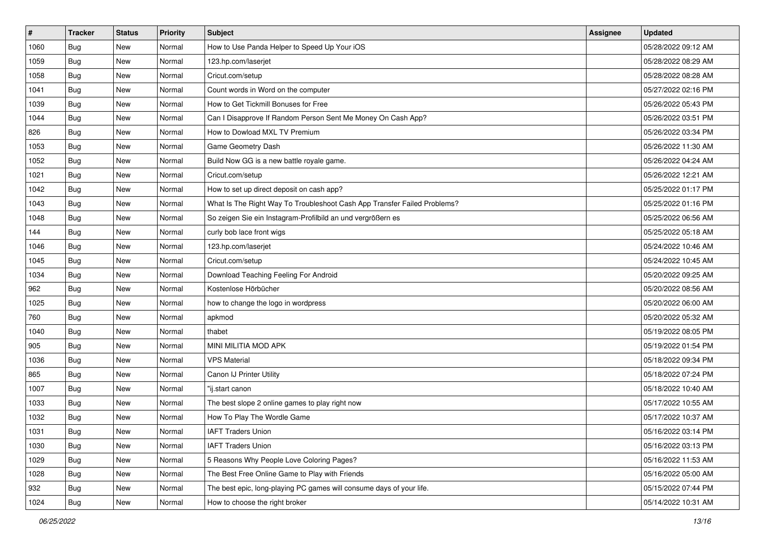| # | Tracker | Status | Priority | Subject | Assignee | Updated |
|---|---|---|---|---|---|---|
| 1060 | Bug | New | Normal | How to Use Panda Helper to Speed Up Your iOS | | 05/28/2022 09:12 AM |
| 1059 | Bug | New | Normal | 123.hp.com/laserjet | | 05/28/2022 08:29 AM |
| 1058 | Bug | New | Normal | Cricut.com/setup | | 05/28/2022 08:28 AM |
| 1041 | Bug | New | Normal | Count words in Word on the computer | | 05/27/2022 02:16 PM |
| 1039 | Bug | New | Normal | How to Get Tickmill Bonuses for Free | | 05/26/2022 05:43 PM |
| 1044 | Bug | New | Normal | Can I Disapprove If Random Person Sent Me Money On Cash App? | | 05/26/2022 03:51 PM |
| 826 | Bug | New | Normal | How to Dowload MXL TV Premium | | 05/26/2022 03:34 PM |
| 1053 | Bug | New | Normal | Game Geometry Dash | | 05/26/2022 11:30 AM |
| 1052 | Bug | New | Normal | Build Now GG is a new battle royale game. | | 05/26/2022 04:24 AM |
| 1021 | Bug | New | Normal | Cricut.com/setup | | 05/26/2022 12:21 AM |
| 1042 | Bug | New | Normal | How to set up direct deposit on cash app? | | 05/25/2022 01:17 PM |
| 1043 | Bug | New | Normal | What Is The Right Way To Troubleshoot Cash App Transfer Failed Problems? | | 05/25/2022 01:16 PM |
| 1048 | Bug | New | Normal | So zeigen Sie ein Instagram-Profilbild an und vergrößern es | | 05/25/2022 06:56 AM |
| 144 | Bug | New | Normal | curly bob lace front wigs | | 05/25/2022 05:18 AM |
| 1046 | Bug | New | Normal | 123.hp.com/laserjet | | 05/24/2022 10:46 AM |
| 1045 | Bug | New | Normal | Cricut.com/setup | | 05/24/2022 10:45 AM |
| 1034 | Bug | New | Normal | Download Teaching Feeling For Android | | 05/20/2022 09:25 AM |
| 962 | Bug | New | Normal | Kostenlose Hörbücher | | 05/20/2022 08:56 AM |
| 1025 | Bug | New | Normal | how to change the logo in wordpress | | 05/20/2022 06:00 AM |
| 760 | Bug | New | Normal | apkmod | | 05/20/2022 05:32 AM |
| 1040 | Bug | New | Normal | thabet | | 05/19/2022 08:05 PM |
| 905 | Bug | New | Normal | MINI MILITIA MOD APK | | 05/19/2022 01:54 PM |
| 1036 | Bug | New | Normal | VPS Material | | 05/18/2022 09:34 PM |
| 865 | Bug | New | Normal | Canon IJ Printer Utility | | 05/18/2022 07:24 PM |
| 1007 | Bug | New | Normal | "ij.start canon | | 05/18/2022 10:40 AM |
| 1033 | Bug | New | Normal | The best slope 2 online games to play right now | | 05/17/2022 10:55 AM |
| 1032 | Bug | New | Normal | How To Play The Wordle Game | | 05/17/2022 10:37 AM |
| 1031 | Bug | New | Normal | IAFT Traders Union | | 05/16/2022 03:14 PM |
| 1030 | Bug | New | Normal | IAFT Traders Union | | 05/16/2022 03:13 PM |
| 1029 | Bug | New | Normal | 5 Reasons Why People Love Coloring Pages? | | 05/16/2022 11:53 AM |
| 1028 | Bug | New | Normal | The Best Free Online Game to Play with Friends | | 05/16/2022 05:00 AM |
| 932 | Bug | New | Normal | The best epic, long-playing PC games will consume days of your life. | | 05/15/2022 07:44 PM |
| 1024 | Bug | New | Normal | How to choose the right broker | | 05/14/2022 10:31 AM |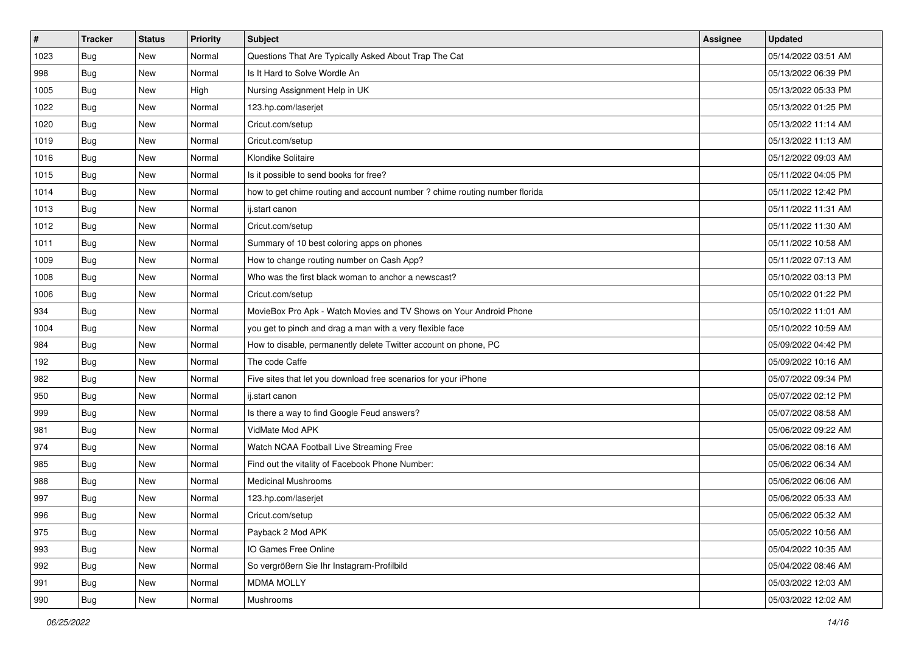| # | Tracker | Status | Priority | Subject | Assignee | Updated |
| --- | --- | --- | --- | --- | --- | --- |
| 1023 | Bug | New | Normal | Questions That Are Typically Asked About Trap The Cat | | 05/14/2022 03:51 AM |
| 998 | Bug | New | Normal | Is It Hard to Solve Wordle An | | 05/13/2022 06:39 PM |
| 1005 | Bug | New | High | Nursing Assignment Help in UK | | 05/13/2022 05:33 PM |
| 1022 | Bug | New | Normal | 123.hp.com/laserjet | | 05/13/2022 01:25 PM |
| 1020 | Bug | New | Normal | Cricut.com/setup | | 05/13/2022 11:14 AM |
| 1019 | Bug | New | Normal | Cricut.com/setup | | 05/13/2022 11:13 AM |
| 1016 | Bug | New | Normal | Klondike Solitaire | | 05/12/2022 09:03 AM |
| 1015 | Bug | New | Normal | Is it possible to send books for free? | | 05/11/2022 04:05 PM |
| 1014 | Bug | New | Normal | how to get chime routing and account number ? chime routing number florida | | 05/11/2022 12:42 PM |
| 1013 | Bug | New | Normal | ij.start canon | | 05/11/2022 11:31 AM |
| 1012 | Bug | New | Normal | Cricut.com/setup | | 05/11/2022 11:30 AM |
| 1011 | Bug | New | Normal | Summary of 10 best coloring apps on phones | | 05/11/2022 10:58 AM |
| 1009 | Bug | New | Normal | How to change routing number on Cash App? | | 05/11/2022 07:13 AM |
| 1008 | Bug | New | Normal | Who was the first black woman to anchor a newscast? | | 05/10/2022 03:13 PM |
| 1006 | Bug | New | Normal | Cricut.com/setup | | 05/10/2022 01:22 PM |
| 934 | Bug | New | Normal | MovieBox Pro Apk - Watch Movies and TV Shows on Your Android Phone | | 05/10/2022 11:01 AM |
| 1004 | Bug | New | Normal | you get to pinch and drag a man with a very flexible face | | 05/10/2022 10:59 AM |
| 984 | Bug | New | Normal | How to disable, permanently delete Twitter account on phone, PC | | 05/09/2022 04:42 PM |
| 192 | Bug | New | Normal | The code Caffe | | 05/09/2022 10:16 AM |
| 982 | Bug | New | Normal | Five sites that let you download free scenarios for your iPhone | | 05/07/2022 09:34 PM |
| 950 | Bug | New | Normal | ij.start canon | | 05/07/2022 02:12 PM |
| 999 | Bug | New | Normal | Is there a way to find Google Feud answers? | | 05/07/2022 08:58 AM |
| 981 | Bug | New | Normal | VidMate Mod APK | | 05/06/2022 09:22 AM |
| 974 | Bug | New | Normal | Watch NCAA Football Live Streaming Free | | 05/06/2022 08:16 AM |
| 985 | Bug | New | Normal | Find out the vitality of Facebook Phone Number: | | 05/06/2022 06:34 AM |
| 988 | Bug | New | Normal | Medicinal Mushrooms | | 05/06/2022 06:06 AM |
| 997 | Bug | New | Normal | 123.hp.com/laserjet | | 05/06/2022 05:33 AM |
| 996 | Bug | New | Normal | Cricut.com/setup | | 05/06/2022 05:32 AM |
| 975 | Bug | New | Normal | Payback 2 Mod APK | | 05/05/2022 10:56 AM |
| 993 | Bug | New | Normal | IO Games Free Online | | 05/04/2022 10:35 AM |
| 992 | Bug | New | Normal | So vergrößern Sie Ihr Instagram-Profilbild | | 05/04/2022 08:46 AM |
| 991 | Bug | New | Normal | MDMA MOLLY | | 05/03/2022 12:03 AM |
| 990 | Bug | New | Normal | Mushrooms | | 05/03/2022 12:02 AM |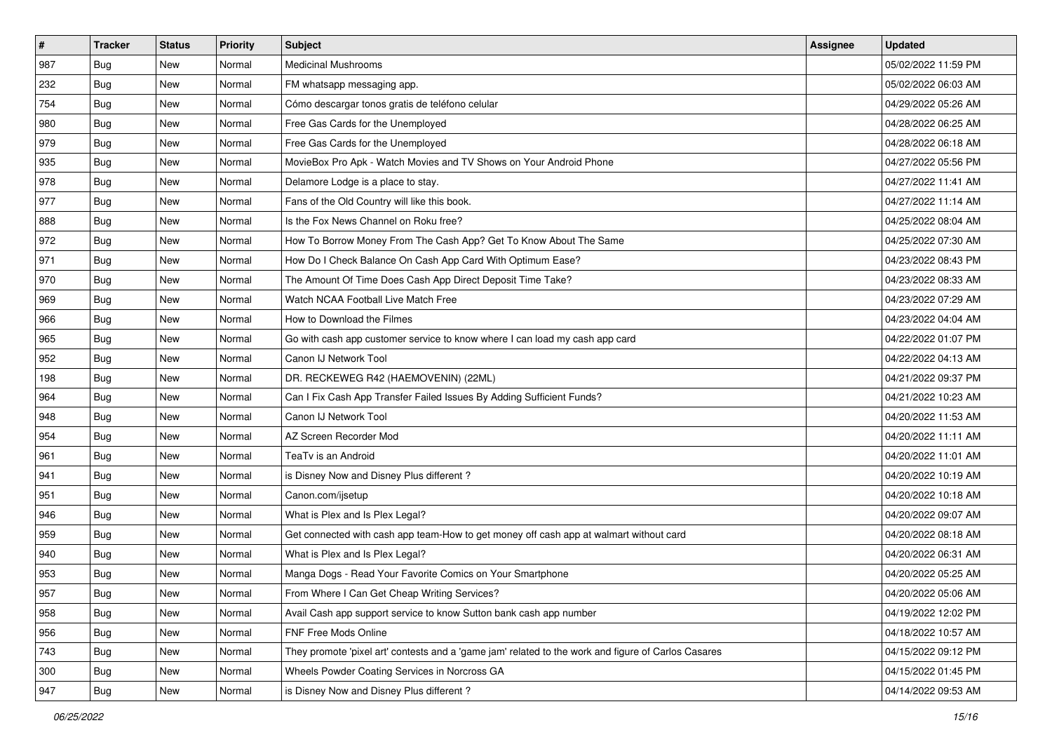| # | Tracker | Status | Priority | Subject | Assignee | Updated |
|---|---|---|---|---|---|---|
| 987 | Bug | New | Normal | Medicinal Mushrooms | | 05/02/2022 11:59 PM |
| 232 | Bug | New | Normal | FM whatsapp messaging app. | | 05/02/2022 06:03 AM |
| 754 | Bug | New | Normal | Cómo descargar tonos gratis de teléfono celular | | 04/29/2022 05:26 AM |
| 980 | Bug | New | Normal | Free Gas Cards for the Unemployed | | 04/28/2022 06:25 AM |
| 979 | Bug | New | Normal | Free Gas Cards for the Unemployed | | 04/28/2022 06:18 AM |
| 935 | Bug | New | Normal | MovieBox Pro Apk - Watch Movies and TV Shows on Your Android Phone | | 04/27/2022 05:56 PM |
| 978 | Bug | New | Normal | Delamore Lodge is a place to stay. | | 04/27/2022 11:41 AM |
| 977 | Bug | New | Normal | Fans of the Old Country will like this book. | | 04/27/2022 11:14 AM |
| 888 | Bug | New | Normal | Is the Fox News Channel on Roku free? | | 04/25/2022 08:04 AM |
| 972 | Bug | New | Normal | How To Borrow Money From The Cash App? Get To Know About The Same | | 04/25/2022 07:30 AM |
| 971 | Bug | New | Normal | How Do I Check Balance On Cash App Card With Optimum Ease? | | 04/23/2022 08:43 PM |
| 970 | Bug | New | Normal | The Amount Of Time Does Cash App Direct Deposit Time Take? | | 04/23/2022 08:33 AM |
| 969 | Bug | New | Normal | Watch NCAA Football Live Match Free | | 04/23/2022 07:29 AM |
| 966 | Bug | New | Normal | How to Download the Filmes | | 04/23/2022 04:04 AM |
| 965 | Bug | New | Normal | Go with cash app customer service to know where I can load my cash app card | | 04/22/2022 01:07 PM |
| 952 | Bug | New | Normal | Canon IJ Network Tool | | 04/22/2022 04:13 AM |
| 198 | Bug | New | Normal | DR. RECKEWEG R42 (HAEMOVENIN) (22ML) | | 04/21/2022 09:37 PM |
| 964 | Bug | New | Normal | Can I Fix Cash App Transfer Failed Issues By Adding Sufficient Funds? | | 04/21/2022 10:23 AM |
| 948 | Bug | New | Normal | Canon IJ Network Tool | | 04/20/2022 11:53 AM |
| 954 | Bug | New | Normal | AZ Screen Recorder Mod | | 04/20/2022 11:11 AM |
| 961 | Bug | New | Normal | TeaTv is an Android | | 04/20/2022 11:01 AM |
| 941 | Bug | New | Normal | is Disney Now and Disney Plus different ? | | 04/20/2022 10:19 AM |
| 951 | Bug | New | Normal | Canon.com/ijsetup | | 04/20/2022 10:18 AM |
| 946 | Bug | New | Normal | What is Plex and Is Plex Legal? | | 04/20/2022 09:07 AM |
| 959 | Bug | New | Normal | Get connected with cash app team-How to get money off cash app at walmart without card | | 04/20/2022 08:18 AM |
| 940 | Bug | New | Normal | What is Plex and Is Plex Legal? | | 04/20/2022 06:31 AM |
| 953 | Bug | New | Normal | Manga Dogs - Read Your Favorite Comics on Your Smartphone | | 04/20/2022 05:25 AM |
| 957 | Bug | New | Normal | From Where I Can Get Cheap Writing Services? | | 04/20/2022 05:06 AM |
| 958 | Bug | New | Normal | Avail Cash app support service to know Sutton bank cash app number | | 04/19/2022 12:02 PM |
| 956 | Bug | New | Normal | FNF Free Mods Online | | 04/18/2022 10:57 AM |
| 743 | Bug | New | Normal | They promote 'pixel art' contests and a 'game jam' related to the work and figure of Carlos Casares | | 04/15/2022 09:12 PM |
| 300 | Bug | New | Normal | Wheels Powder Coating Services in Norcross GA | | 04/15/2022 01:45 PM |
| 947 | Bug | New | Normal | is Disney Now and Disney Plus different ? | | 04/14/2022 09:53 AM |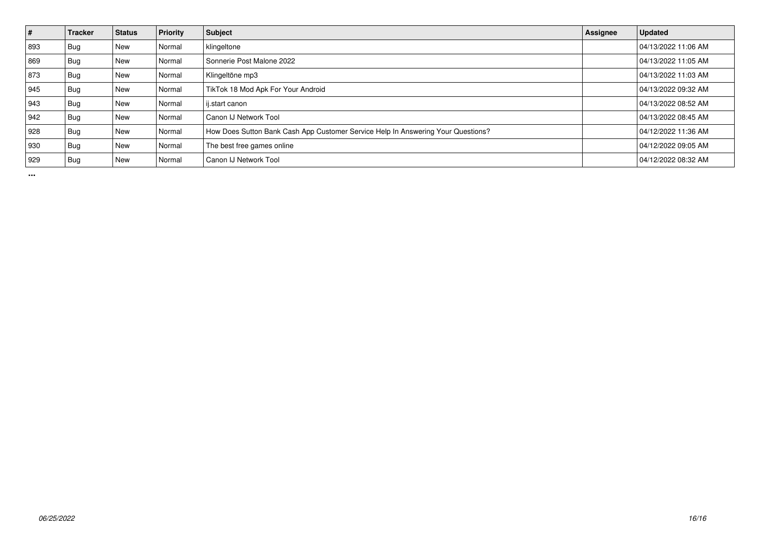| # | Tracker | Status | Priority | Subject | Assignee | Updated |
|---|---|---|---|---|---|---|
| 893 | Bug | New | Normal | klingeltone | | 04/13/2022 11:06 AM |
| 869 | Bug | New | Normal | Sonnerie Post Malone 2022 | | 04/13/2022 11:05 AM |
| 873 | Bug | New | Normal | Klingeltöne mp3 | | 04/13/2022 11:03 AM |
| 945 | Bug | New | Normal | TikTok 18 Mod Apk For Your Android | | 04/13/2022 09:32 AM |
| 943 | Bug | New | Normal | ij.start canon | | 04/13/2022 08:52 AM |
| 942 | Bug | New | Normal | Canon IJ Network Tool | | 04/13/2022 08:45 AM |
| 928 | Bug | New | Normal | How Does Sutton Bank Cash App Customer Service Help In Answering Your Questions? | | 04/12/2022 11:36 AM |
| 930 | Bug | New | Normal | The best free games online | | 04/12/2022 09:05 AM |
| 929 | Bug | New | Normal | Canon IJ Network Tool | | 04/12/2022 08:32 AM |

...